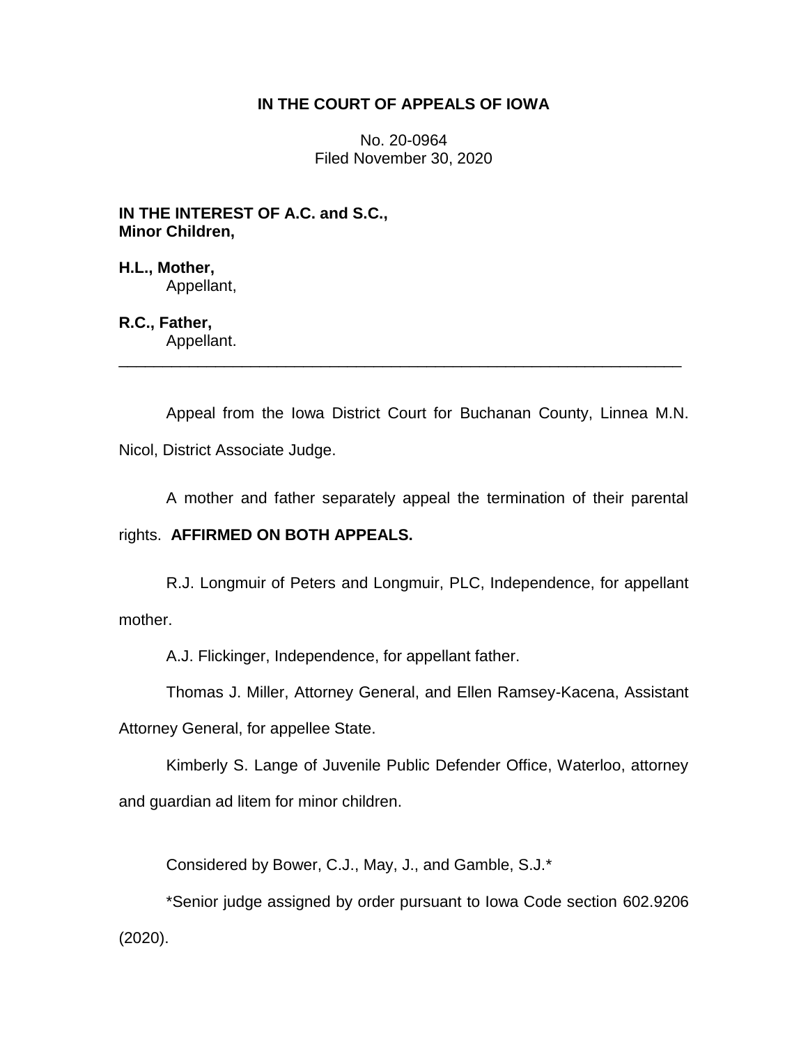# IN THE COURT OF APPEALS OF IOWA

No. 20-0964
Filed November 30, 2020

**IN THE INTEREST OF A.C. and S.C., Minor Children,**

**H.L., Mother,**
Appellant,

**R.C., Father,**
Appellant.

---

Appeal from the Iowa District Court for Buchanan County, Linnea M.N. Nicol, District Associate Judge.

A mother and father separately appeal the termination of their parental rights. **AFFIRMED ON BOTH APPEALS.**

R.J. Longmuir of Peters and Longmuir, PLC, Independence, for appellant mother.

A.J. Flickinger, Independence, for appellant father.

Thomas J. Miller, Attorney General, and Ellen Ramsey-Kacena, Assistant Attorney General, for appellee State.

Kimberly S. Lange of Juvenile Public Defender Office, Waterloo, attorney and guardian ad litem for minor children.

Considered by Bower, C.J., May, J., and Gamble, S.J.*

*Senior judge assigned by order pursuant to Iowa Code section 602.9206 (2020).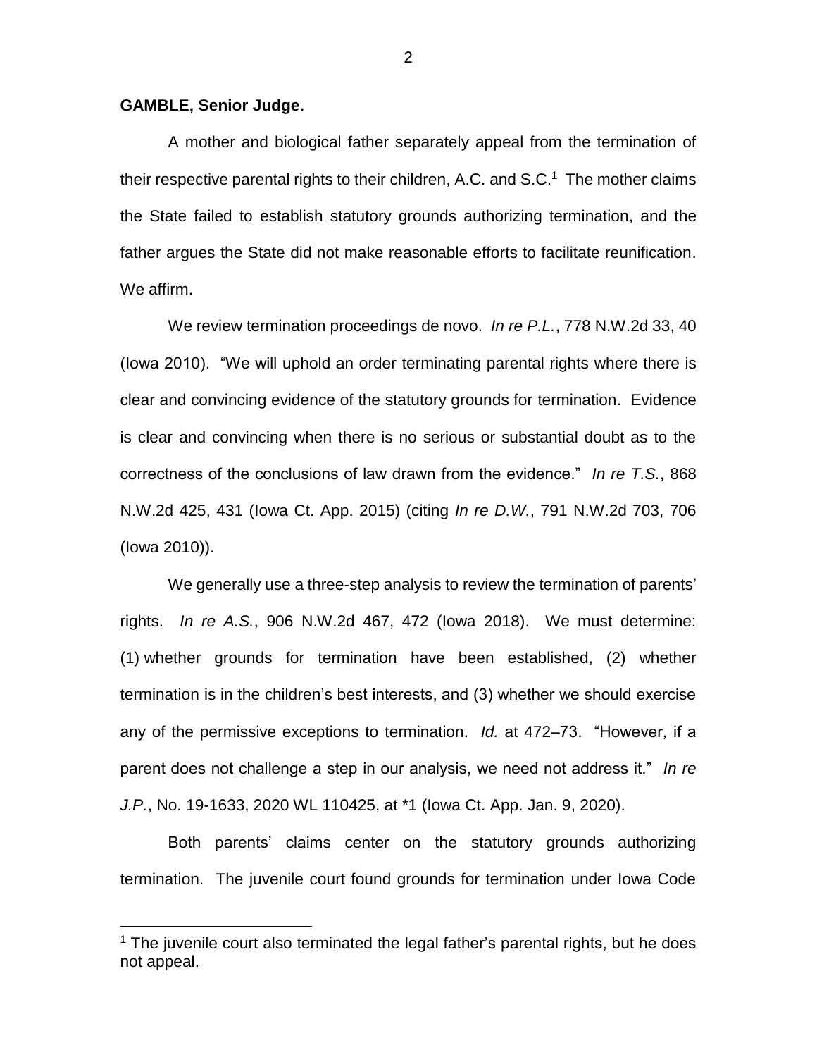**GAMBLE, Senior Judge.**

A mother and biological father separately appeal from the termination of their respective parental rights to their children, A.C. and S.C.[1] The mother claims the State failed to establish statutory grounds authorizing termination, and the father argues the State did not make reasonable efforts to facilitate reunification. We affirm.

We review termination proceedings de novo. *In re P.L.*, 778 N.W.2d 33, 40 (Iowa 2010). "We will uphold an order terminating parental rights where there is clear and convincing evidence of the statutory grounds for termination. Evidence is clear and convincing when there is no serious or substantial doubt as to the correctness of the conclusions of law drawn from the evidence." *In re T.S.*, 868 N.W.2d 425, 431 (Iowa Ct. App. 2015) (citing *In re D.W.*, 791 N.W.2d 703, 706 (Iowa 2010)).

We generally use a three-step analysis to review the termination of parents' rights. *In re A.S.*, 906 N.W.2d 467, 472 (Iowa 2018). We must determine: (1) whether grounds for termination have been established, (2) whether termination is in the children's best interests, and (3) whether we should exercise any of the permissive exceptions to termination. *Id.* at 472–73. "However, if a parent does not challenge a step in our analysis, we need not address it." *In re J.P.*, No. 19-1633, 2020 WL 110425, at *1 (Iowa Ct. App. Jan. 9, 2020).

Both parents' claims center on the statutory grounds authorizing termination. The juvenile court found grounds for termination under Iowa Code

---

[1] The juvenile court also terminated the legal father's parental rights, but he does not appeal.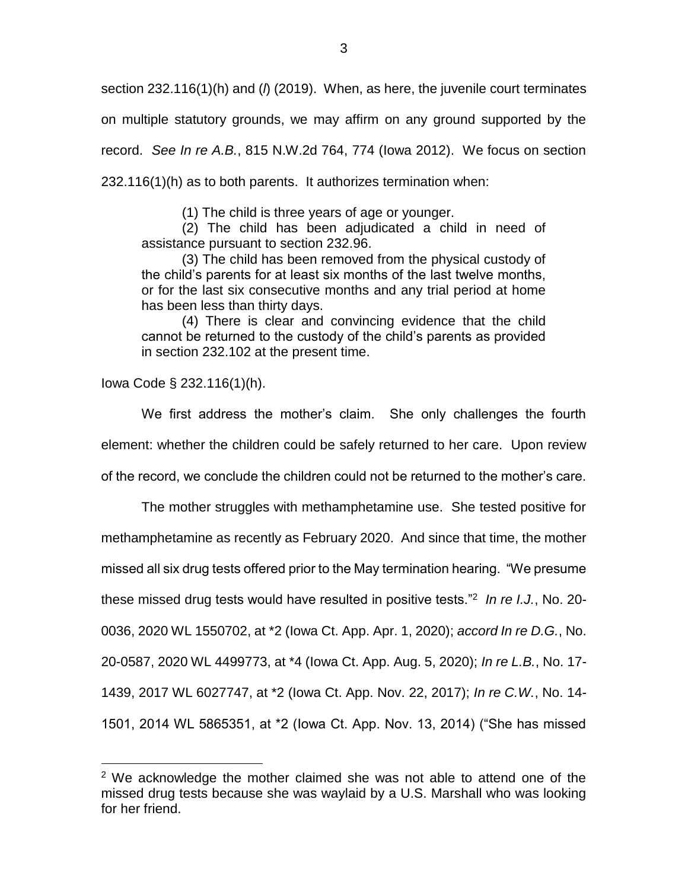section 232.116(1)(h) and (*l*) (2019). When, as here, the juvenile court terminates on multiple statutory grounds, we may affirm on any ground supported by the record. *See In re A.B.*, 815 N.W.2d 764, 774 (Iowa 2012). We focus on section 232.116(1)(h) as to both parents. It authorizes termination when:

> (1) The child is three years of age or younger.
>
> (2) The child has been adjudicated a child in need of assistance pursuant to section 232.96.
>
> (3) The child has been removed from the physical custody of the child's parents for at least six months of the last twelve months, or for the last six consecutive months and any trial period at home has been less than thirty days.
>
> (4) There is clear and convincing evidence that the child cannot be returned to the custody of the child's parents as provided in section 232.102 at the present time.

Iowa Code § 232.116(1)(h).

We first address the mother's claim. She only challenges the fourth element: whether the children could be safely returned to her care. Upon review of the record, we conclude the children could not be returned to the mother's care.

The mother struggles with methamphetamine use. She tested positive for methamphetamine as recently as February 2020. And since that time, the mother missed all six drug tests offered prior to the May termination hearing. "We presume these missed drug tests would have resulted in positive tests."[2] *In re I.J.*, No. 20-0036, 2020 WL 1550702, at *2 (Iowa Ct. App. Apr. 1, 2020); *accord In re D.G.*, No. 20-0587, 2020 WL 4499773, at *4 (Iowa Ct. App. Aug. 5, 2020); *In re L.B.*, No. 17-1439, 2017 WL 6027747, at *2 (Iowa Ct. App. Nov. 22, 2017); *In re C.W.*, No. 14-1501, 2014 WL 5865351, at *2 (Iowa Ct. App. Nov. 13, 2014) ("She has missed

---

[2] We acknowledge the mother claimed she was not able to attend one of the missed drug tests because she was waylaid by a U.S. Marshall who was looking for her friend.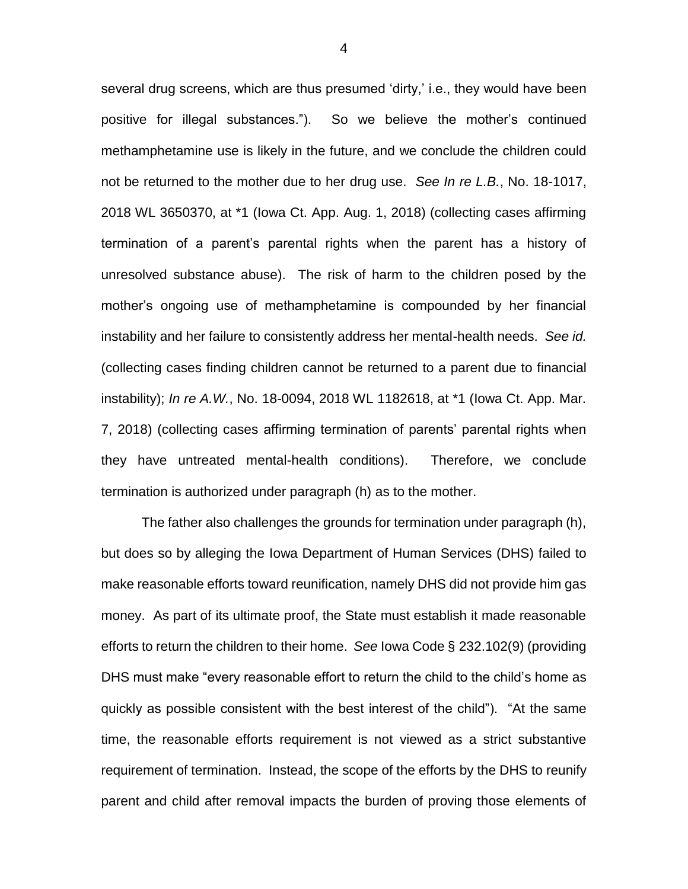several drug screens, which are thus presumed 'dirty,' i.e., they would have been positive for illegal substances."). So we believe the mother's continued methamphetamine use is likely in the future, and we conclude the children could not be returned to the mother due to her drug use. *See In re L.B.*, No. 18-1017, 2018 WL 3650370, at *1 (Iowa Ct. App. Aug. 1, 2018) (collecting cases affirming termination of a parent's parental rights when the parent has a history of unresolved substance abuse). The risk of harm to the children posed by the mother's ongoing use of methamphetamine is compounded by her financial instability and her failure to consistently address her mental-health needs. *See id.* (collecting cases finding children cannot be returned to a parent due to financial instability); *In re A.W.*, No. 18-0094, 2018 WL 1182618, at *1 (Iowa Ct. App. Mar. 7, 2018) (collecting cases affirming termination of parents' parental rights when they have untreated mental-health conditions). Therefore, we conclude termination is authorized under paragraph (h) as to the mother.

The father also challenges the grounds for termination under paragraph (h), but does so by alleging the Iowa Department of Human Services (DHS) failed to make reasonable efforts toward reunification, namely DHS did not provide him gas money. As part of its ultimate proof, the State must establish it made reasonable efforts to return the children to their home. *See* Iowa Code § 232.102(9) (providing DHS must make "every reasonable effort to return the child to the child's home as quickly as possible consistent with the best interest of the child"). "At the same time, the reasonable efforts requirement is not viewed as a strict substantive requirement of termination. Instead, the scope of the efforts by the DHS to reunify parent and child after removal impacts the burden of proving those elements of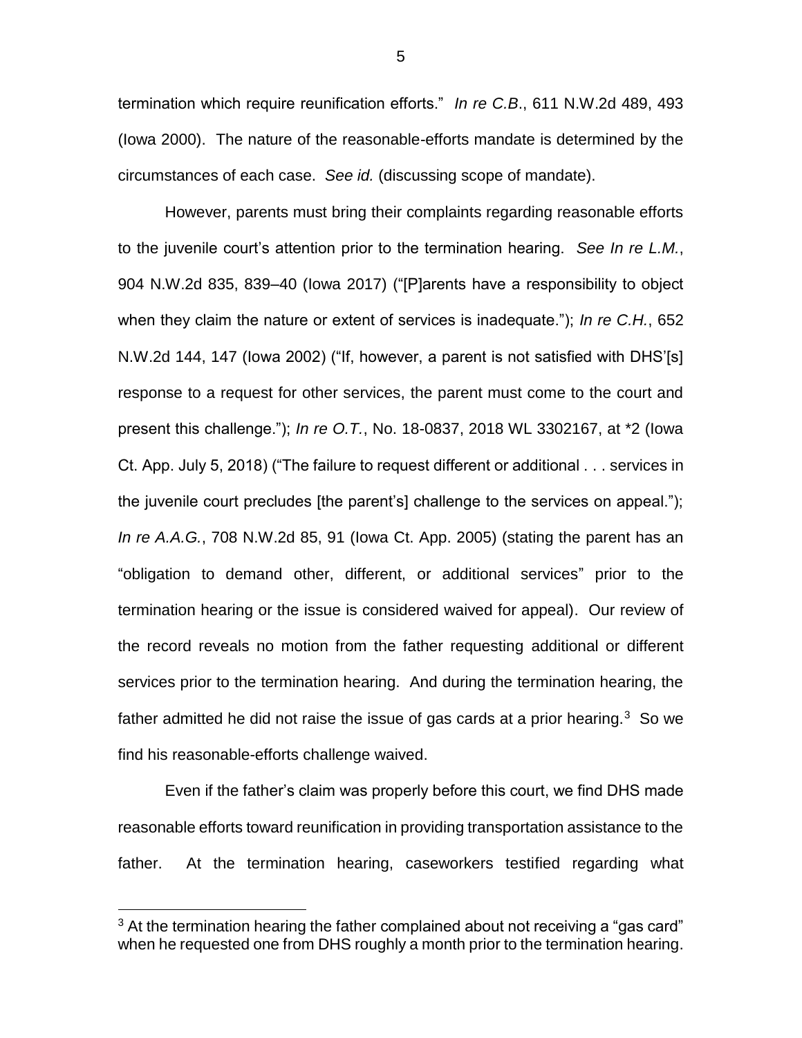termination which require reunification efforts." *In re C.B.*, 611 N.W.2d 489, 493 (Iowa 2000). The nature of the reasonable-efforts mandate is determined by the circumstances of each case. *See id.* (discussing scope of mandate).

However, parents must bring their complaints regarding reasonable efforts to the juvenile court's attention prior to the termination hearing. *See In re L.M.*, 904 N.W.2d 835, 839–40 (Iowa 2017) ("[P]arents have a responsibility to object when they claim the nature or extent of services is inadequate."); *In re C.H.*, 652 N.W.2d 144, 147 (Iowa 2002) ("If, however, a parent is not satisfied with DHS'[s] response to a request for other services, the parent must come to the court and present this challenge."); *In re O.T.*, No. 18-0837, 2018 WL 3302167, at *2 (Iowa Ct. App. July 5, 2018) ("The failure to request different or additional . . . services in the juvenile court precludes [the parent's] challenge to the services on appeal."); *In re A.A.G.*, 708 N.W.2d 85, 91 (Iowa Ct. App. 2005) (stating the parent has an "obligation to demand other, different, or additional services" prior to the termination hearing or the issue is considered waived for appeal). Our review of the record reveals no motion from the father requesting additional or different services prior to the termination hearing. And during the termination hearing, the father admitted he did not raise the issue of gas cards at a prior hearing.[3] So we find his reasonable-efforts challenge waived.

Even if the father's claim was properly before this court, we find DHS made reasonable efforts toward reunification in providing transportation assistance to the father. At the termination hearing, caseworkers testified regarding what

[3] At the termination hearing the father complained about not receiving a "gas card" when he requested one from DHS roughly a month prior to the termination hearing.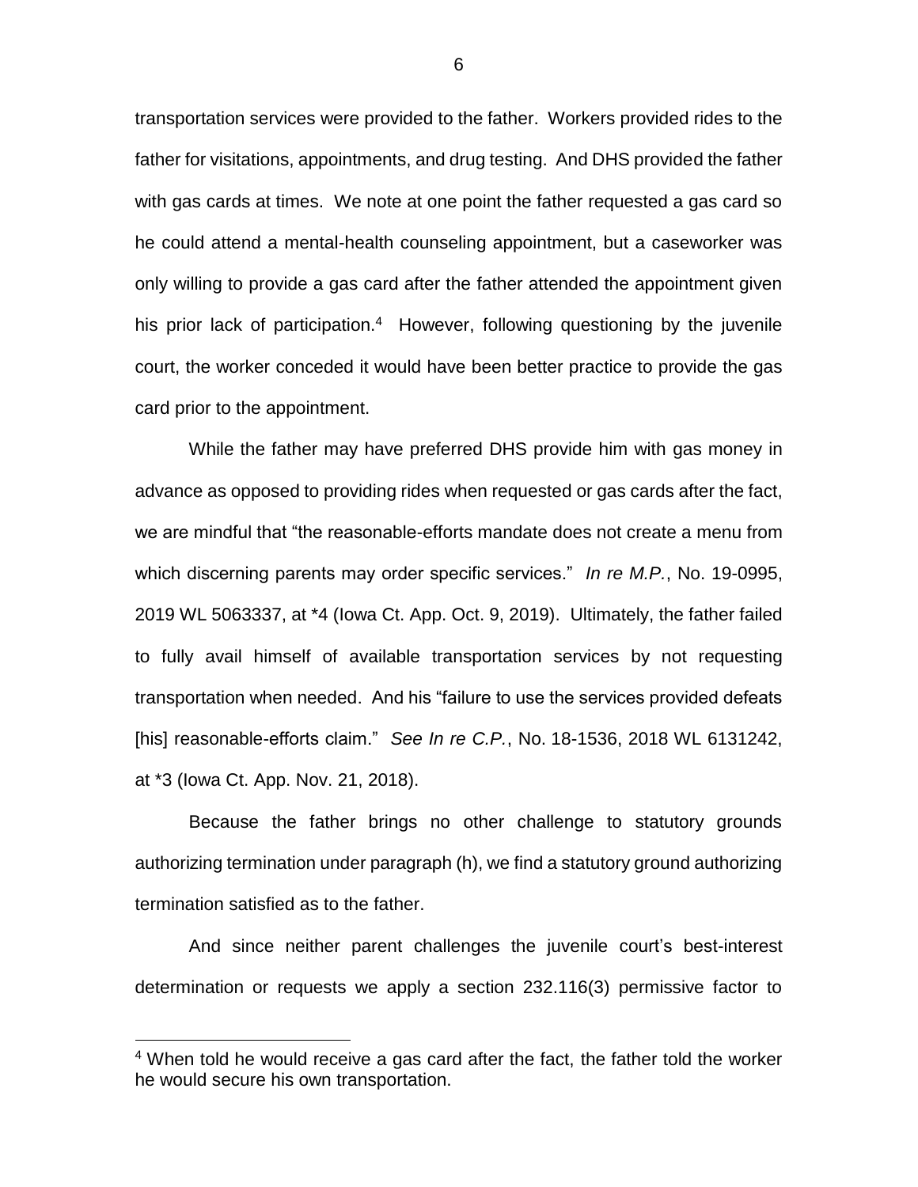transportation services were provided to the father. Workers provided rides to the father for visitations, appointments, and drug testing. And DHS provided the father with gas cards at times. We note at one point the father requested a gas card so he could attend a mental-health counseling appointment, but a caseworker was only willing to provide a gas card after the father attended the appointment given his prior lack of participation.[4] However, following questioning by the juvenile court, the worker conceded it would have been better practice to provide the gas card prior to the appointment.

While the father may have preferred DHS provide him with gas money in advance as opposed to providing rides when requested or gas cards after the fact, we are mindful that "the reasonable-efforts mandate does not create a menu from which discerning parents may order specific services." *In re M.P.*, No. 19-0995, 2019 WL 5063337, at *4 (Iowa Ct. App. Oct. 9, 2019). Ultimately, the father failed to fully avail himself of available transportation services by not requesting transportation when needed. And his "failure to use the services provided defeats [his] reasonable-efforts claim." *See In re C.P.*, No. 18-1536, 2018 WL 6131242, at *3 (Iowa Ct. App. Nov. 21, 2018).

Because the father brings no other challenge to statutory grounds authorizing termination under paragraph (h), we find a statutory ground authorizing termination satisfied as to the father.

And since neither parent challenges the juvenile court's best-interest determination or requests we apply a section 232.116(3) permissive factor to

---

[4] When told he would receive a gas card after the fact, the father told the worker he would secure his own transportation.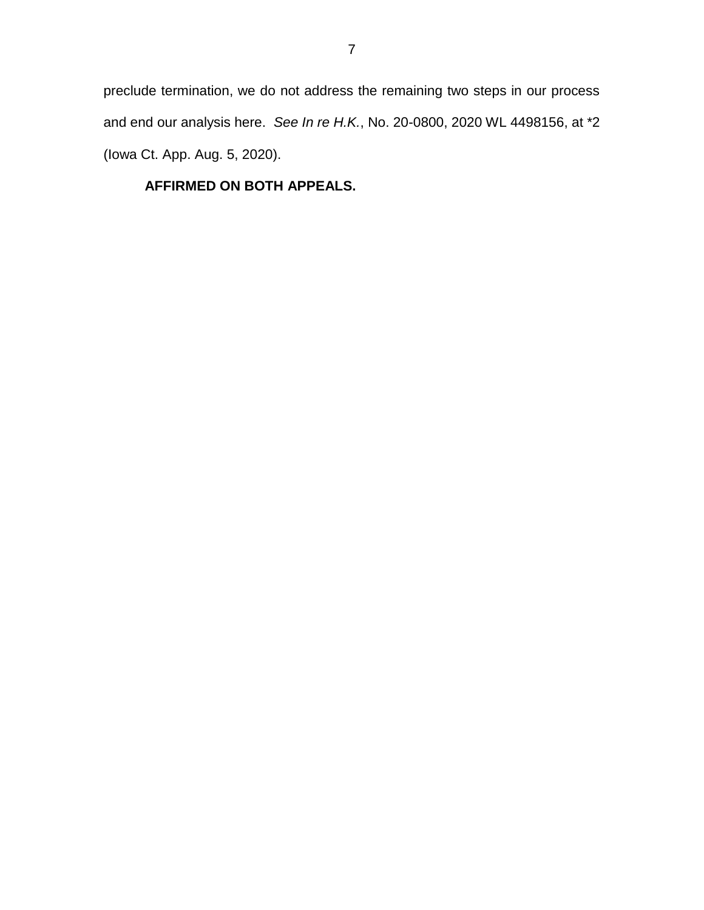preclude termination, we do not address the remaining two steps in our process and end our analysis here. *See In re H.K.*, No. 20-0800, 2020 WL 4498156, at *2 (Iowa Ct. App. Aug. 5, 2020).

**AFFIRMED ON BOTH APPEALS.**